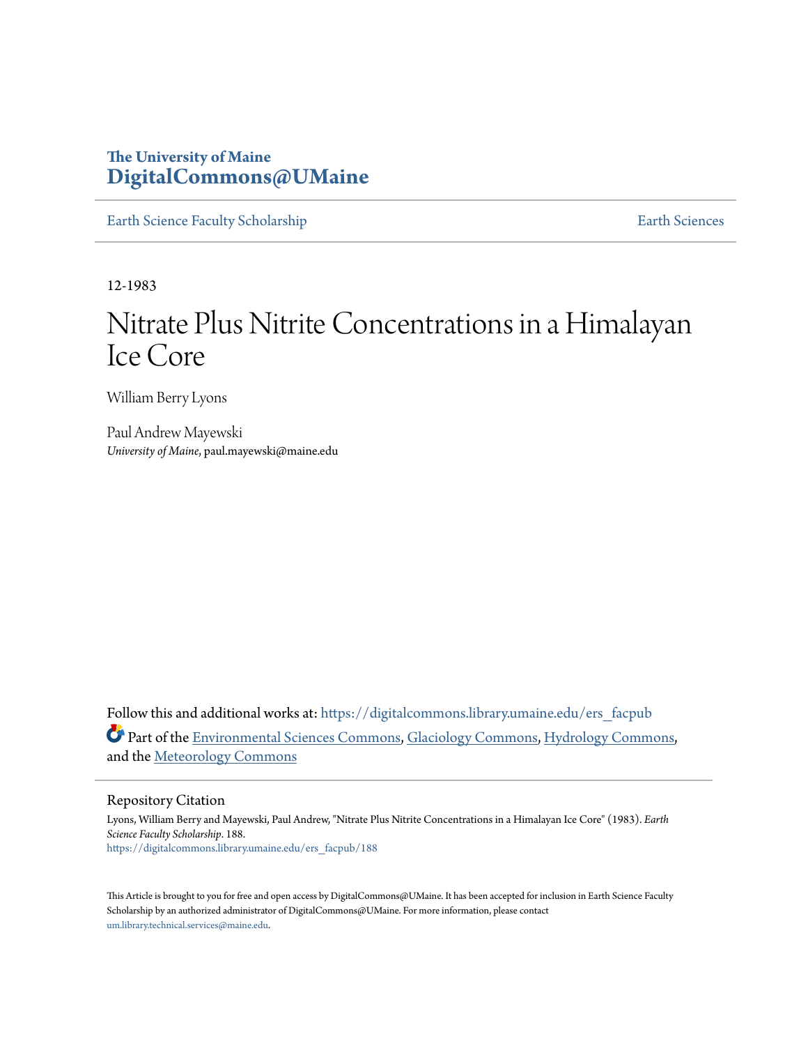**The University of Maine**
**DigitalCommons@UMaine**

Earth Science Faculty Scholarship | Earth Sciences

12-1983

# Nitrate Plus Nitrite Concentrations in a Himalayan Ice Core

William Berry Lyons

Paul Andrew Mayewski
*University of Maine*, paul.mayewski@maine.edu

Follow this and additional works at: https://digitalcommons.library.umaine.edu/ers_facpub

Part of the Environmental Sciences Commons, Glaciology Commons, Hydrology Commons, and the Meteorology Commons

## Repository Citation

Lyons, William Berry and Mayewski, Paul Andrew, "Nitrate Plus Nitrite Concentrations in a Himalayan Ice Core" (1983). *Earth Science Faculty Scholarship*. 188.
https://digitalcommons.library.umaine.edu/ers_facpub/188

This Article is brought to you for free and open access by DigitalCommons@UMaine. It has been accepted for inclusion in Earth Science Faculty Scholarship by an authorized administrator of DigitalCommons@UMaine. For more information, please contact um.library.technical.services@maine.edu.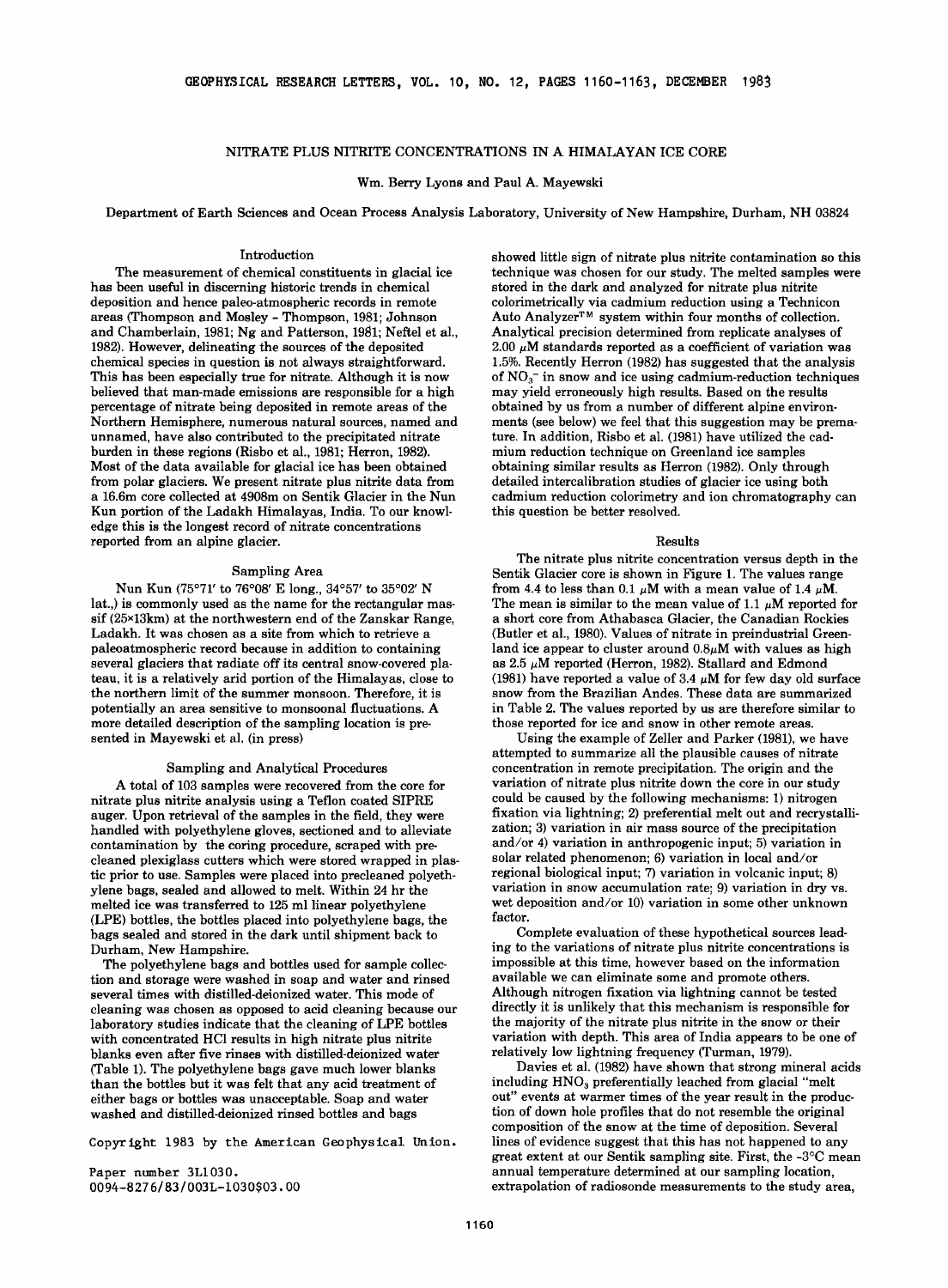# NITRATE PLUS NITRITE CONCENTRATIONS IN A HIMALAYAN ICE CORE

Wm. Berry Lyons and Paul A. Mayewski

Department of Earth Sciences and Ocean Process Analysis Laboratory, University of New Hampshire, Durham, NH 03824

## Introduction

The measurement of chemical constituents in glacial ice has been useful in discerning historic trends in chemical deposition and hence paleo-atmospheric records in remote areas (Thompson and Mosley - Thompson, 1981; Johnson and Chamberlain, 1981; Ng and Patterson, 1981; Neftel et al., 1982). However, delineating the sources of the deposited chemical species in question is not always straightforward. This has been especially true for nitrate. Although it is now believed that man-made emissions are responsible for a high percentage of nitrate being deposited in remote areas of the Northern Hemisphere, numerous natural sources, named and unnamed, have also contributed to the precipitated nitrate burden in these regions (Risbo et al., 1981; Herron, 1982). Most of the data available for glacial ice has been obtained from polar glaciers. We present nitrate plus nitrite data from a 16.6m core collected at 4908m on Sentik Glacier in the Nun Kun portion of the Ladakh Himalayas, India. To our knowledge this is the longest record of nitrate concentrations reported from an alpine glacier.

## Sampling Area

Nun Kun (75°71′ to 76°08′ E long., 34°57′ to 35°02′ N lat.,) is commonly used as the name for the rectangular massif (25×13km) at the northwestern end of the Zanskar Range, Ladakh. It was chosen as a site from which to retrieve a paleoatmospheric record because in addition to containing several glaciers that radiate off its central snow-covered plateau, it is a relatively arid portion of the Himalayas, close to the northern limit of the summer monsoon. Therefore, it is potentially an area sensitive to monsoonal fluctuations. A more detailed description of the sampling location is presented in Mayewski et al. (in press)

## Sampling and Analytical Procedures

A total of 103 samples were recovered from the core for nitrate plus nitrite analysis using a Teflon coated SIPRE auger. Upon retrieval of the samples in the field, they were handled with polyethylene gloves, sectioned and to alleviate contamination by the coring procedure, scraped with precleaned plexiglass cutters which were stored wrapped in plastic prior to use. Samples were placed into precleaned polyethylene bags, sealed and allowed to melt. Within 24 hr the melted ice was transferred to 125 ml linear polyethylene (LPE) bottles, the bottles placed into polyethylene bags, the bags sealed and stored in the dark until shipment back to Durham, New Hampshire.

The polyethylene bags and bottles used for sample collection and storage were washed in soap and water and rinsed several times with distilled-deionized water. This mode of cleaning was chosen as opposed to acid cleaning because our laboratory studies indicate that the cleaning of LPE bottles with concentrated HCl results in high nitrate plus nitrite blanks even after five rinses with distilled-deionized water (Table 1). The polyethylene bags gave much lower blanks than the bottles but it was felt that any acid treatment of either bags or bottles was unacceptable. Soap and water washed and distilled-deionized rinsed bottles and bags showed little sign of nitrate plus nitrite contamination so this technique was chosen for our study. The melted samples were stored in the dark and analyzed for nitrate plus nitrite colorimetrically via cadmium reduction using a Technicon Auto Analyzer™ system within four months of collection. Analytical precision determined from replicate analyses of 2.00 $\mu$M standards reported as a coefficient of variation was 1.5%. Recently Herron (1982) has suggested that the analysis of $NO_3^-$ in snow and ice using cadmium-reduction techniques may yield erroneously high results. Based on the results obtained by us from a number of different alpine environments (see below) we feel that this suggestion may be premature. In addition, Risbo et al. (1981) have utilized the cadmium reduction technique on Greenland ice samples obtaining similar results as Herron (1982). Only through detailed intercalibration studies of glacier ice using both cadmium reduction colorimetry and ion chromatography can this question be better resolved.

Copyright 1983 by the American Geophysical Union.

Paper number 3L1030.
0094-8276/83/003L-1030$03.00

## Results

The nitrate plus nitrite concentration versus depth in the Sentik Glacier core is shown in Figure 1. The values range from 4.4 to less than 0.1 $\mu$M with a mean value of 1.4 $\mu$M. The mean is similar to the mean value of 1.1 $\mu$M reported for a short core from Athabasca Glacier, the Canadian Rockies (Butler et al., 1980). Values of nitrate in preindustrial Greenland ice appear to cluster around 0.8$\mu$M with values as high as 2.5 $\mu$M reported (Herron, 1982). Stallard and Edmond (1981) have reported a value of 3.4 $\mu$M for few day old surface snow from the Brazilian Andes. These data are summarized in Table 2. The values reported by us are therefore similar to those reported for ice and snow in other remote areas.

Using the example of Zeller and Parker (1981), we have attempted to summarize all the plausible causes of nitrate concentration in remote precipitation. The origin and the variation of nitrate plus nitrite down the core in our study could be caused by the following mechanisms: 1) nitrogen fixation via lightning; 2) preferential melt out and recrystallization; 3) variation in air mass source of the precipitation and/or 4) variation in anthropogenic input; 5) variation in solar related phenomenon; 6) variation in local and/or regional biological input; 7) variation in volcanic input; 8) variation in snow accumulation rate; 9) variation in dry vs. wet deposition and/or 10) variation in some other unknown factor.

Complete evaluation of these hypothetical sources leading to the variations of nitrate plus nitrite concentrations is impossible at this time, however based on the information available we can eliminate some and promote others. Although nitrogen fixation via lightning cannot be tested directly it is unlikely that this mechanism is responsible for the majority of the nitrate plus nitrite in the snow or their variation with depth. This area of India appears to be one of relatively low lightning frequency (Turman, 1979).

Davies et al. (1982) have shown that strong mineral acids including $HNO_3$ preferentially leached from glacial "melt out" events at warmer times of the year result in the production of down hole profiles that do not resemble the original composition of the snow at the time of deposition. Several lines of evidence suggest that this has not happened to any great extent at our Sentik sampling site. First, the -3°C mean annual temperature determined at our sampling location, extrapolation of radiosonde measurements to the study area,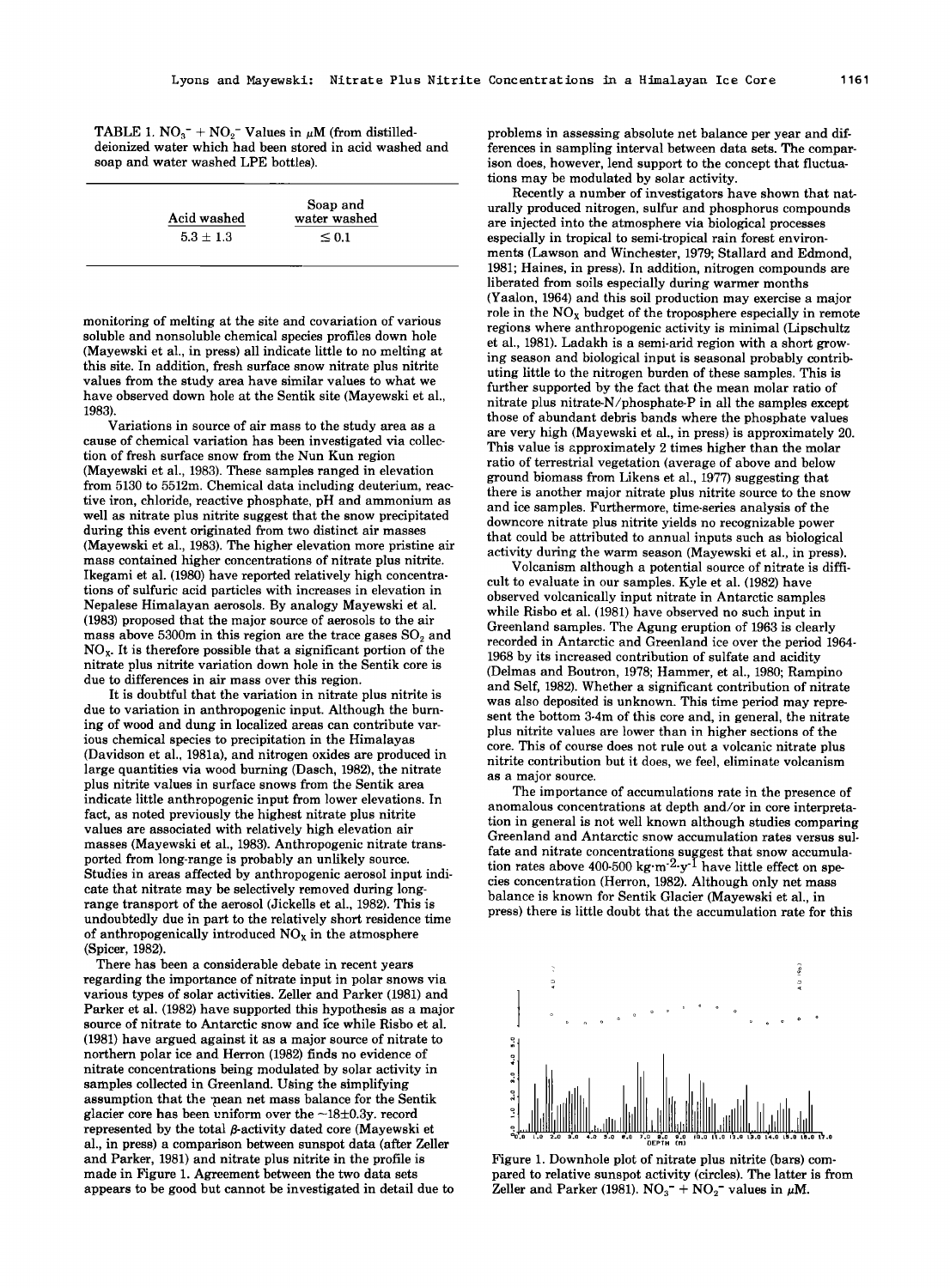TABLE 1. $NO_3^- + NO_2^-$ Values in $\mu$M (from distilled-deionized water which had been stored in acid washed and soap and water washed LPE bottles).

| Acid washed | Soap and water washed |
|---|---|
| $5.3 \pm 1.3$ | $\leq 0.1$ |

monitoring of melting at the site and covariation of various soluble and nonsoluble chemical species profiles down hole (Mayewski et al., in press) all indicate little to no melting at this site. In addition, fresh surface snow nitrate plus nitrite values from the study area have similar values to what we have observed down hole at the Sentik site (Mayewski et al., 1983).

Variations in source of air mass to the study area as a cause of chemical variation has been investigated via collection of fresh surface snow from the Nun Kun region (Mayewski et al., 1983). These samples ranged in elevation from 5130 to 5512m. Chemical data including deuterium, reactive iron, chloride, reactive phosphate, pH and ammonium as well as nitrate plus nitrite suggest that the snow precipitated during this event originated from two distinct air masses (Mayewski et al., 1983). The higher elevation more pristine air mass contained higher concentrations of nitrate plus nitrite. Ikegami et al. (1980) have reported relatively high concentrations of sulfuric acid particles with increases in elevation in Nepalese Himalayan aerosols. By analogy Mayewski et al. (1983) proposed that the major source of aerosols to the air mass above 5300m in this region are the trace gases $SO_2$ and $NO_X$. It is therefore possible that a significant portion of the nitrate plus nitrite variation down hole in the Sentik core is due to differences in air mass over this region.

It is doubtful that the variation in nitrate plus nitrite is due to variation in anthropogenic input. Although the burning of wood and dung in localized areas can contribute various chemical species to precipitation in the Himalayas (Davidson et al., 1981a), and nitrogen oxides are produced in large quantities via wood burning (Dasch, 1982), the nitrate plus nitrite values in surface snows from the Sentik area indicate little anthropogenic input from lower elevations. In fact, as noted previously the highest nitrate plus nitrite values are associated with relatively high elevation air masses (Mayewski et al., 1983). Anthropogenic nitrate transported from long-range is probably an unlikely source. Studies in areas affected by anthropogenic aerosol input indicate that nitrate may be selectively removed during long-range transport of the aerosol (Jickells et al., 1982). This is undoubtedly due in part to the relatively short residence time of anthropogenically introduced $NO_X$ in the atmosphere (Spicer, 1982).

There has been a considerable debate in recent years regarding the importance of nitrate input in polar snows via various types of solar activities. Zeller and Parker (1981) and Parker et al. (1982) have supported this hypothesis as a major source of nitrate to Antarctic snow and ice while Risbo et al. (1981) have argued against it as a major source of nitrate to northern polar ice and Herron (1982) finds no evidence of nitrate concentrations being modulated by solar activity in samples collected in Greenland. Using the simplifying assumption that the mean net mass balance for the Sentik glacier core has been uniform over the ~18±0.3y. record represented by the total $\beta$-activity dated core (Mayewski et al., in press) a comparison between sunspot data (after Zeller and Parker, 1981) and nitrate plus nitrite in the profile is made in Figure 1. Agreement between the two data sets appears to be good but cannot be investigated in detail due to problems in assessing absolute net balance per year and differences in sampling interval between data sets. The comparison does, however, lend support to the concept that fluctuations may be modulated by solar activity.

Recently a number of investigators have shown that naturally produced nitrogen, sulfur and phosphorus compounds are injected into the atmosphere via biological processes especially in tropical to semi-tropical rain forest environments (Lawson and Winchester, 1979; Stallard and Edmond, 1981; Haines, in press). In addition, nitrogen compounds are liberated from soils especially during warmer months (Yaalon, 1964) and this soil production may exercise a major role in the $NO_X$ budget of the troposphere especially in remote regions where anthropogenic activity is minimal (Lipschultz et al., 1981). Ladakh is a semi-arid region with a short growing season and biological input is seasonal probably contributing little to the nitrogen burden of these samples. This is further supported by the fact that the mean molar ratio of nitrate plus nitrate-N/phosphate-P in all the samples except those of abundant debris bands where the phosphate values are very high (Mayewski et al., in press) is approximately 20. This value is approximately 2 times higher than the molar ratio of terrestrial vegetation (average of above and below ground biomass from Likens et al., 1977) suggesting that there is another major nitrate plus nitrite source to the snow and ice samples. Furthermore, time-series analysis of the downcore nitrate plus nitrite yields no recognizable power that could be attributed to annual inputs such as biological activity during the warm season (Mayewski et al., in press).

Volcanism although a potential source of nitrate is difficult to evaluate in our samples. Kyle et al. (1982) have observed volcanically input nitrate in Antarctic samples while Risbo et al. (1981) have observed no such input in Greenland samples. The Agung eruption of 1963 is clearly recorded in Antarctic and Greenland ice over the period 1964-1968 by its increased contribution of sulfate and acidity (Delmas and Boutron, 1978; Hammer, et al., 1980; Rampino and Self, 1982). Whether a significant contribution of nitrate was also deposited is unknown. This time period may represent the bottom 3-4m of this core and, in general, the nitrate plus nitrite values are lower than in higher sections of the core. This of course does not rule out a volcanic nitrate plus nitrite contribution but it does, we feel, eliminate volcanism as a major source.

The importance of accumulations rate in the presence of anomalous concentrations at depth and/or in core interpretation in general is not well known although studies comparing Greenland and Antarctic snow accumulation rates versus sulfate and nitrate concentrations suggest that snow accumulation rates above 400-500 $kg \cdot m^{-2} \cdot y^{-1}$ have little effect on species concentration (Herron, 1982). Although only net mass balance is known for Sentik Glacier (Mayewski et al., in press) there is little doubt that the accumulation rate for this

Figure 1. Downhole plot of nitrate plus nitrite (bars) compared to relative sunspot activity (circles). The latter is from Zeller and Parker (1981). $NO_3^- + NO_2^-$ values in $\mu$M.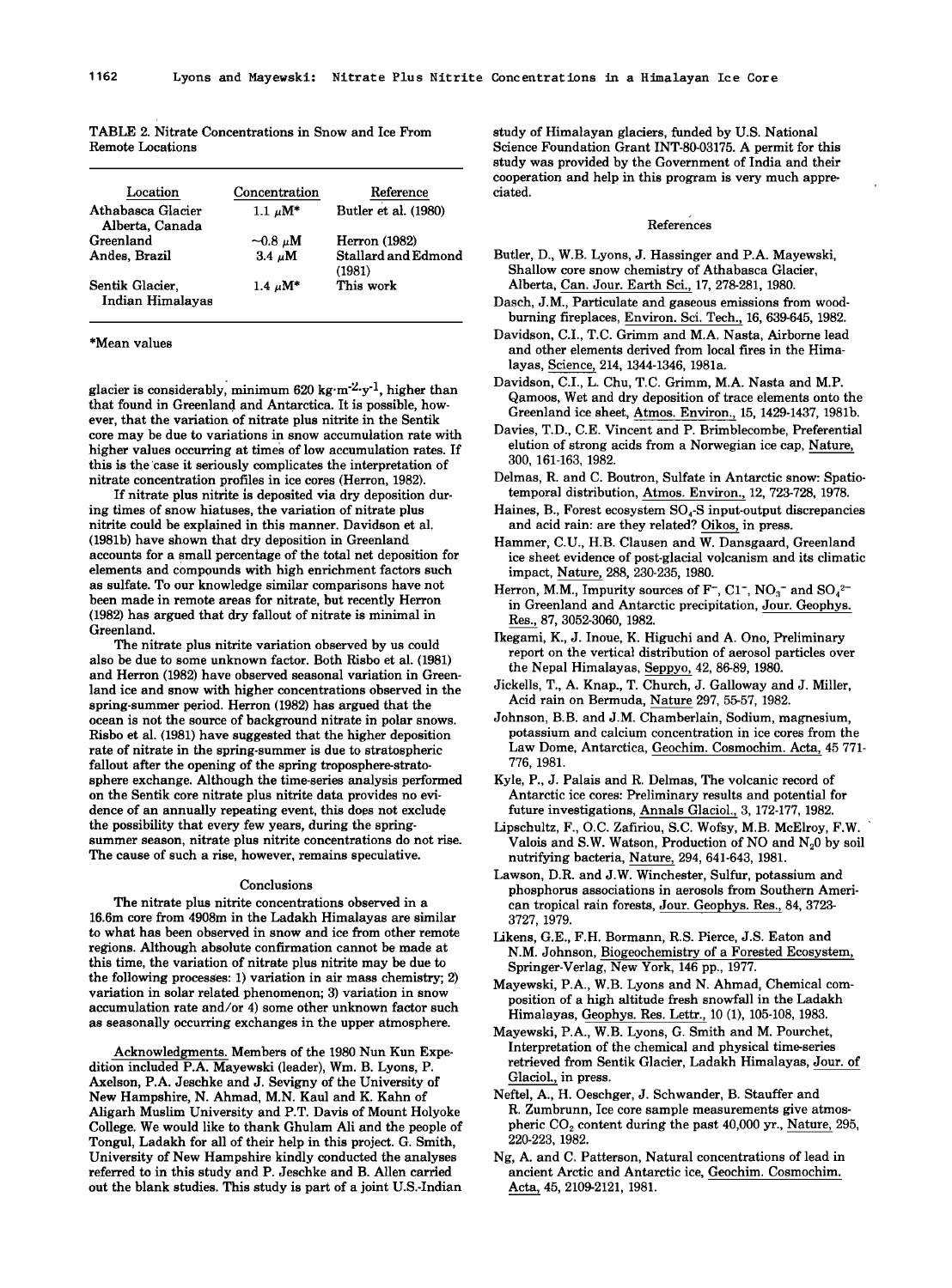TABLE 2. Nitrate Concentrations in Snow and Ice From Remote Locations

| Location | Concentration | Reference |
|---|---|---|
| Athabasca Glacier Alberta, Canada | 1.1 $\mu$M* | Butler et al. (1980) |
| Greenland | ~0.8 $\mu$M | Herron (1982) |
| Andes, Brazil | 3.4 $\mu$M | Stallard and Edmond (1981) |
| Sentik Glacier, Indian Himalayas | 1.4 $\mu$M* | This work |

*Mean values

glacier is considerably, minimum 620 $kg \cdot m^{-2} \cdot y^{-1}$, higher than that found in Greenland and Antarctica. It is possible, however, that the variation of nitrate plus nitrite in the Sentik core may be due to variations in snow accumulation rate with higher values occurring at times of low accumulation rates. If this is the case it seriously complicates the interpretation of nitrate concentration profiles in ice cores (Herron, 1982).

If nitrate plus nitrite is deposited via dry deposition during times of snow hiatuses, the variation of nitrate plus nitrite could be explained in this manner. Davidson et al. (1981b) have shown that dry deposition in Greenland accounts for a small percentage of the total net deposition for elements and compounds with high enrichment factors such as sulfate. To our knowledge similar comparisons have not been made in remote areas for nitrate, but recently Herron (1982) has argued that dry fallout of nitrate is minimal in Greenland.

The nitrate plus nitrite variation observed by us could also be due to some unknown factor. Both Risbo et al. (1981) and Herron (1982) have observed seasonal variation in Greenland ice and snow with higher concentrations observed in the spring-summer period. Herron (1982) has argued that the ocean is not the source of background nitrate in polar snows. Risbo et al. (1981) have suggested that the higher deposition rate of nitrate in the spring-summer is due to stratospheric fallout after the opening of the spring troposphere-stratosphere exchange. Although the time-series analysis performed on the Sentik core nitrate plus nitrite data provides no evidence of an annually repeating event, this does not exclude the possibility that every few years, during the spring-summer season, nitrate plus nitrite concentrations do not rise. The cause of such a rise, however, remains speculative.

## Conclusions

The nitrate plus nitrite concentrations observed in a 16.6m core from 4908m in the Ladakh Himalayas are similar to what has been observed in snow and ice from other remote regions. Although absolute confirmation cannot be made at this time, the variation of nitrate plus nitrite may be due to the following processes: 1) variation in air mass chemistry; 2) variation in solar related phenomenon; 3) variation in snow accumulation rate and/or 4) some other unknown factor such as seasonally occurring exchanges in the upper atmosphere.

Acknowledgments. Members of the 1980 Nun Kun Expedition included P.A. Mayewski (leader), Wm. B. Lyons, P. Axelson, P.A. Jeschke and J. Sevigny of the University of New Hampshire, N. Ahmad, M.N. Kaul and K. Kahn of Aligarh Muslim University and P.T. Davis of Mount Holyoke College. We would like to thank Ghulam Ali and the people of Tongul, Ladakh for all of their help in this project. G. Smith, University of New Hampshire kindly conducted the analyses referred to in this study and P. Jeschke and B. Allen carried out the blank studies. This study is part of a joint U.S.-Indian study of Himalayan glaciers, funded by U.S. National Science Foundation Grant INT-80-03175. A permit for this study was provided by the Government of India and their cooperation and help in this program is very much appreciated.

## References

Butler, D., W.B. Lyons, J. Hassinger and P.A. Mayewski, Shallow core snow chemistry of Athabasca Glacier, Alberta, Can. Jour. Earth Sci., 17, 278-281, 1980.

Dasch, J.M., Particulate and gaseous emissions from wood-burning fireplaces, Environ. Sci. Tech., 16, 639-645, 1982.

Davidson, C.I., T.C. Grimm and M.A. Nasta, Airborne lead and other elements derived from local fires in the Himalayas, Science, 214, 1344-1346, 1981a.

Davidson, C.I., L. Chu, T.C. Grimm, M.A. Nasta and M.P. Qamoos, Wet and dry deposition of trace elements onto the Greenland ice sheet, Atmos. Environ., 15, 1429-1437, 1981b.

Davies, T.D., C.E. Vincent and P. Brimblecombe, Preferential elution of strong acids from a Norwegian ice cap, Nature, 300, 161-163, 1982.

Delmas, R. and C. Boutron, Sulfate in Antarctic snow: Spatio-temporal distribution, Atmos. Environ., 12, 723-728, 1978.

Haines, B., Forest ecosystem $SO_4$-S input-output discrepancies and acid rain: are they related? Oikos, in press.

Hammer, C.U., H.B. Clausen and W. Dansgaard, Greenland ice sheet evidence of post-glacial volcanism and its climatic impact, Nature, 288, 230-235, 1980.

Herron, M.M., Impurity sources of $F^-$, $Cl^-$, $NO_3^-$ and $SO_4^{2-}$ in Greenland and Antarctic precipitation, Jour. Geophys. Res., 87, 3052-3060, 1982.

Ikegami, K., J. Inoue, K. Higuchi and A. Ono, Preliminary report on the vertical distribution of aerosol particles over the Nepal Himalayas, Seppyo, 42, 86-89, 1980.

Jickells, T., A. Knap., T. Church, J. Galloway and J. Miller, Acid rain on Bermuda, Nature 297, 55-57, 1982.

Johnson, B.B. and J.M. Chamberlain, Sodium, magnesium, potassium and calcium concentration in ice cores from the Law Dome, Antarctica, Geochim. Cosmochim. Acta, 45 771-776, 1981.

Kyle, P., J. Palais and R. Delmas, The volcanic record of Antarctic ice cores: Preliminary results and potential for future investigations, Annals Glaciol., 3, 172-177, 1982.

Lipschultz, F., O.C. Zafiriou, S.C. Wofsy, M.B. McElroy, F.W. Valois and S.W. Watson, Production of NO and $N_2O$ by soil nutrifying bacteria, Nature, 294, 641-643, 1981.

Lawson, D.R. and J.W. Winchester, Sulfur, potassium and phosphorus associations in aerosols from Southern American tropical rain forests, Jour. Geophys. Res., 84, 3723-3727, 1979.

Likens, G.E., F.H. Bormann, R.S. Pierce, J.S. Eaton and N.M. Johnson, Biogeochemistry of a Forested Ecosystem, Springer-Verlag, New York, 146 pp., 1977.

Mayewski, P.A., W.B. Lyons and N. Ahmad, Chemical composition of a high altitude fresh snowfall in the Ladakh Himalayas, Geophys. Res. Lettr., 10 (1), 105-108, 1983.

Mayewski, P.A., W.B. Lyons, G. Smith and M. Pourchet, Interpretation of the chemical and physical time-series retrieved from Sentik Glacier, Ladakh Himalayas, Jour. of Glaciol., in press.

Neftel, A., H. Oeschger, J. Schwander, B. Stauffer and R. Zumbrunn, Ice core sample measurements give atmospheric $CO_2$ content during the past 40,000 yr., Nature, 295, 220-223, 1982.

Ng, A. and C. Patterson, Natural concentrations of lead in ancient Arctic and Antarctic ice, Geochim. Cosmochim. Acta, 45, 2109-2121, 1981.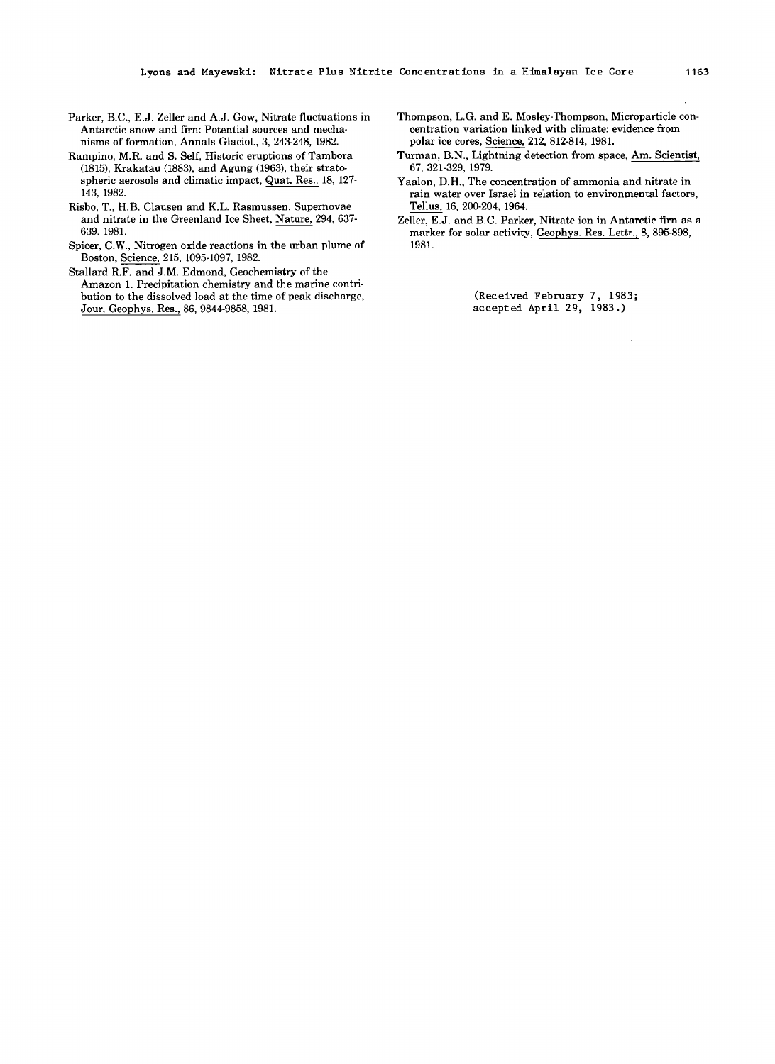Parker, B.C., E.J. Zeller and A.J. Gow, Nitrate fluctuations in Antarctic snow and firn: Potential sources and mechanisms of formation, Annals Glaciol., 3, 243-248, 1982.

Rampino, M.R. and S. Self, Historic eruptions of Tambora (1815), Krakatau (1883), and Agung (1963), their stratospheric aerosols and climatic impact, Quat. Res., 18, 127-143, 1982.

Risbo, T., H.B. Clausen and K.L. Rasmussen, Supernovae and nitrate in the Greenland Ice Sheet, Nature, 294, 637-639, 1981.

Spicer, C.W., Nitrogen oxide reactions in the urban plume of Boston, Science, 215, 1095-1097, 1982.

Stallard R.F. and J.M. Edmond, Geochemistry of the Amazon 1. Precipitation chemistry and the marine contribution to the dissolved load at the time of peak discharge, Jour. Geophys. Res., 86, 9844-9858, 1981.

Thompson, L.G. and E. Mosley-Thompson, Microparticle concentration variation linked with climate: evidence from polar ice cores, Science, 212, 812-814, 1981.

Turman, B.N., Lightning detection from space, Am. Scientist, 67, 321-329, 1979.

Yaalon, D.H., The concentration of ammonia and nitrate in rain water over Israel in relation to environmental factors, Tellus, 16, 200-204, 1964.

Zeller, E.J. and B.C. Parker, Nitrate ion in Antarctic firn as a marker for solar activity, Geophys. Res. Lettr., 8, 895-898, 1981.

(Received February 7, 1983;
accepted April 29, 1983.)